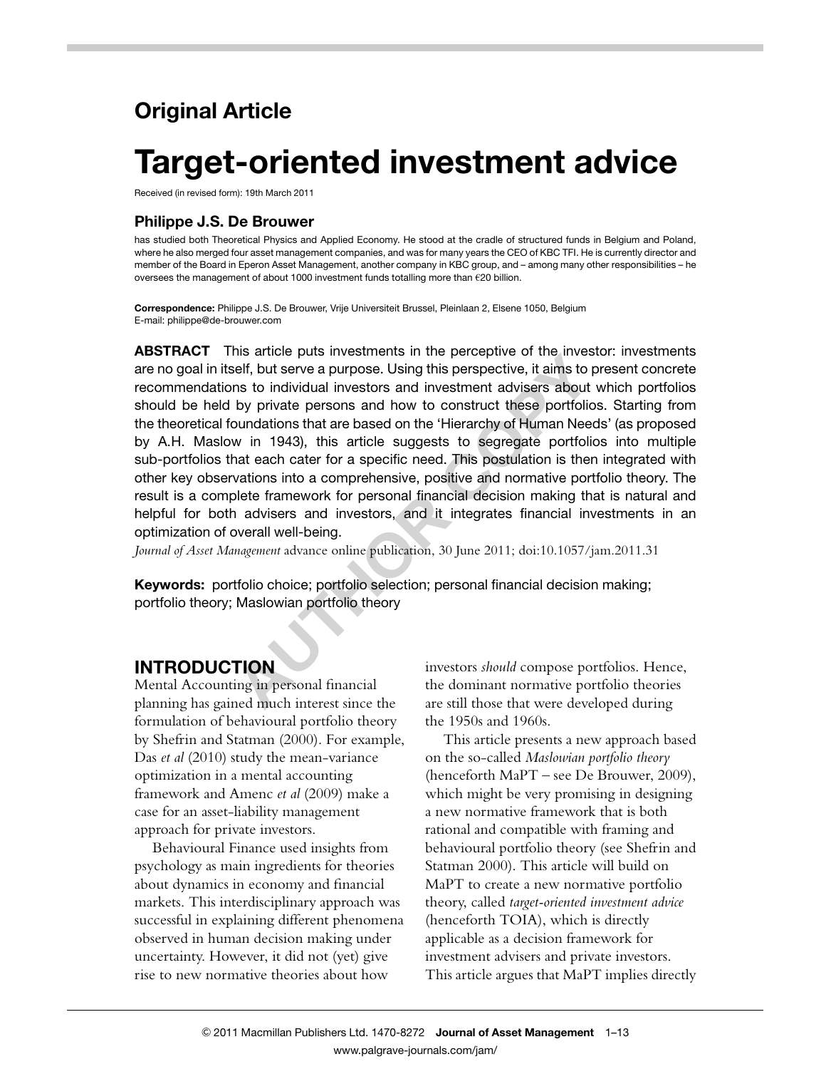Original Article

# Target-oriented investment advice

Received (in revised form): 19th March 2011

### Philippe J.S. De Brouwer

has studied both Theoretical Physics and Applied Economy. He stood at the cradle of structured funds in Belgium and Poland, where he also merged four asset management companies, and was for many years the CEO of KBC TFI. He is currently director and member of the Board in Eperon Asset Management, another company in KBC group, and – among many other responsibilities – he oversees the management of about 1000 investment funds totalling more than €20 billion.

**Correspondence:** Philippe J.S. De Brouwer, Vrije Universiteit Brussel, Pleinlaan 2, Elsene 1050, Belgium
E-mail: philippe@de-brouwer.com

**ABSTRACT** This article puts investments in the perceptive of the investor: investments are no goal in itself, but serve a purpose. Using this perspective, it aims to present concrete recommendations to individual investors and investment advisers about which portfolios should be held by private persons and how to construct these portfolios. Starting from the theoretical foundations that are based on the 'Hierarchy of Human Needs' (as proposed by A.H. Maslow in 1943), this article suggests to segregate portfolios into multiple sub-portfolios that each cater for a specific need. This postulation is then integrated with other key observations into a comprehensive, positive and normative portfolio theory. The result is a complete framework for personal financial decision making that is natural and helpful for both advisers and investors, and it integrates financial investments in an optimization of overall well-being.

*Journal of Asset Management* advance online publication, 30 June 2011; doi:10.1057/jam.2011.31

**Keywords:** portfolio choice; portfolio selection; personal financial decision making; portfolio theory; Maslowian portfolio theory

## INTRODUCTION

Mental Accounting in personal financial planning has gained much interest since the formulation of behavioural portfolio theory by Shefrin and Statman (2000). For example, Das *et al* (2010) study the mean-variance optimization in a mental accounting framework and Amenc *et al* (2009) make a case for an asset-liability management approach for private investors.

Behavioural Finance used insights from psychology as main ingredients for theories about dynamics in economy and financial markets. This interdisciplinary approach was successful in explaining different phenomena observed in human decision making under uncertainty. However, it did not (yet) give rise to new normative theories about how investors *should* compose portfolios. Hence, the dominant normative portfolio theories are still those that were developed during the 1950s and 1960s.

This article presents a new approach based on the so-called *Maslowian portfolio theory* (henceforth MaPT – see De Brouwer, 2009), which might be very promising in designing a new normative framework that is both rational and compatible with framing and behavioural portfolio theory (see Shefrin and Statman 2000). This article will build on MaPT to create a new normative portfolio theory, called *target-oriented investment advice* (henceforth TOIA), which is directly applicable as a decision framework for investment advisers and private investors. This article argues that MaPT implies directly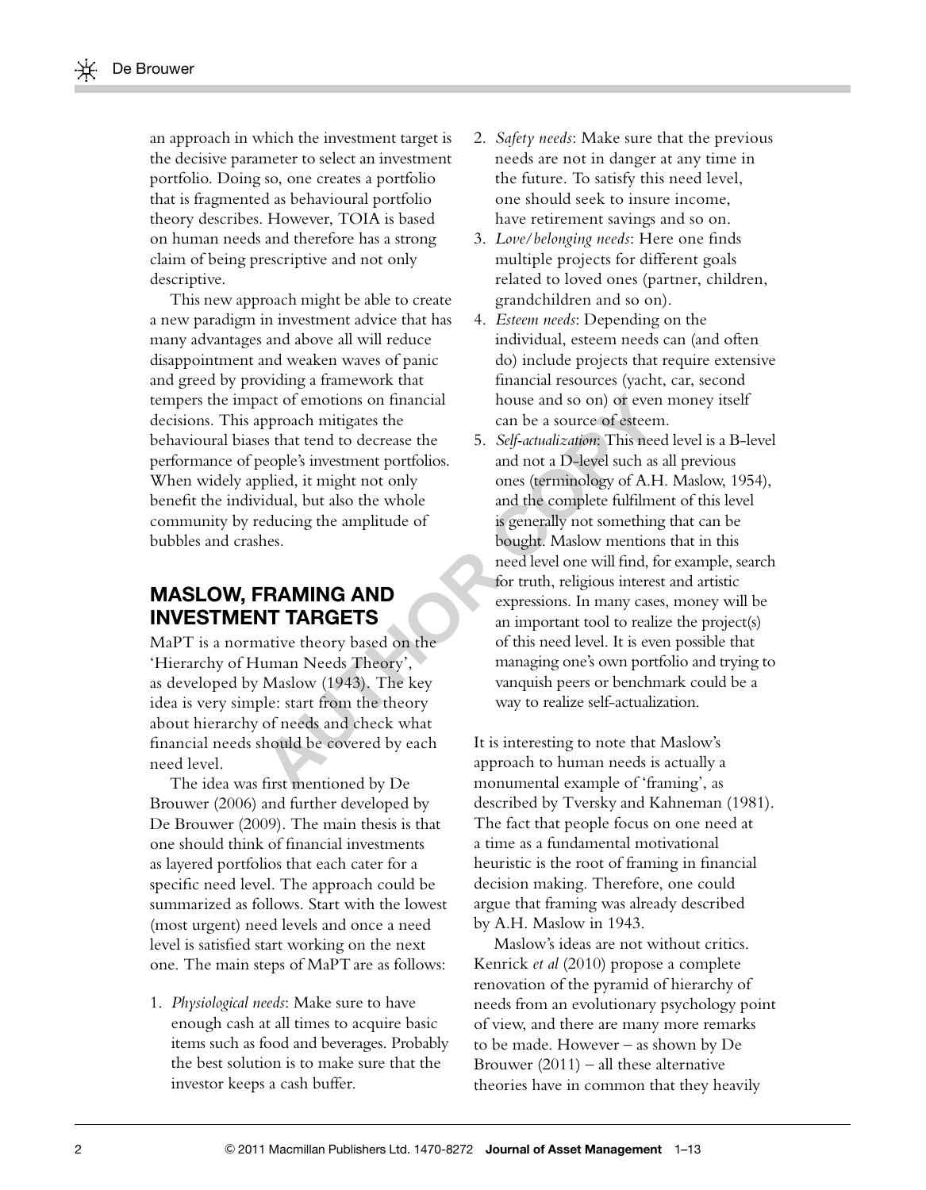an approach in which the investment target is the decisive parameter to select an investment portfolio. Doing so, one creates a portfolio that is fragmented as behavioural portfolio theory describes. However, TOIA is based on human needs and therefore has a strong claim of being prescriptive and not only descriptive.

This new approach might be able to create a new paradigm in investment advice that has many advantages and above all will reduce disappointment and weaken waves of panic and greed by providing a framework that tempers the impact of emotions on financial decisions. This approach mitigates the behavioural biases that tend to decrease the performance of people's investment portfolios. When widely applied, it might not only benefit the individual, but also the whole community by reducing the amplitude of bubbles and crashes.

## MASLOW, FRAMING AND INVESTMENT TARGETS

MaPT is a normative theory based on the 'Hierarchy of Human Needs Theory', as developed by Maslow (1943). The key idea is very simple: start from the theory about hierarchy of needs and check what financial needs should be covered by each need level.

The idea was first mentioned by De Brouwer (2006) and further developed by De Brouwer (2009). The main thesis is that one should think of financial investments as layered portfolios that each cater for a specific need level. The approach could be summarized as follows. Start with the lowest (most urgent) need levels and once a need level is satisfied start working on the next one. The main steps of MaPT are as follows:

1. *Physiological needs*: Make sure to have enough cash at all times to acquire basic items such as food and beverages. Probably the best solution is to make sure that the investor keeps a cash buffer.
2. *Safety needs*: Make sure that the previous needs are not in danger at any time in the future. To satisfy this need level, one should seek to insure income, have retirement savings and so on.
3. *Love/belonging needs*: Here one finds multiple projects for different goals related to loved ones (partner, children, grandchildren and so on).
4. *Esteem needs*: Depending on the individual, esteem needs can (and often do) include projects that require extensive financial resources (yacht, car, second house and so on) or even money itself can be a source of esteem.
5. *Self-actualization*: This need level is a B-level and not a D-level such as all previous ones (terminology of A.H. Maslow, 1954), and the complete fulfilment of this level is generally not something that can be bought. Maslow mentions that in this need level one will find, for example, search for truth, religious interest and artistic expressions. In many cases, money will be an important tool to realize the project(s) of this need level. It is even possible that managing one's own portfolio and trying to vanquish peers or benchmark could be a way to realize self-actualization.

It is interesting to note that Maslow's approach to human needs is actually a monumental example of 'framing', as described by Tversky and Kahneman (1981). The fact that people focus on one need at a time as a fundamental motivational heuristic is the root of framing in financial decision making. Therefore, one could argue that framing was already described by A.H. Maslow in 1943.

Maslow's ideas are not without critics. Kenrick *et al* (2010) propose a complete renovation of the pyramid of hierarchy of needs from an evolutionary psychology point of view, and there are many more remarks to be made. However – as shown by De Brouwer (2011) – all these alternative theories have in common that they heavily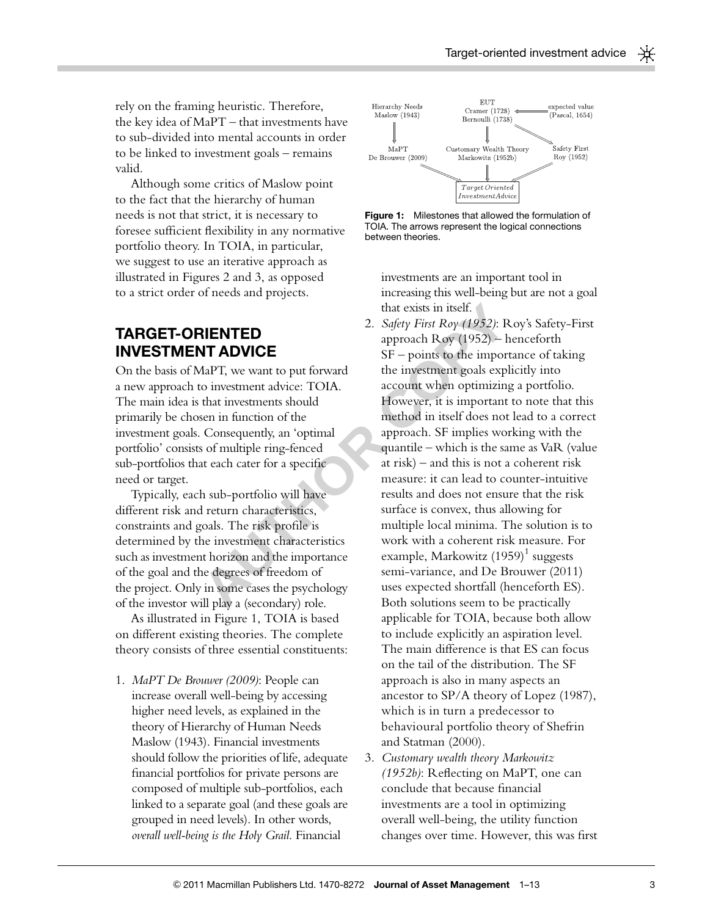rely on the framing heuristic. Therefore, the key idea of MaPT – that investments have to sub-divided into mental accounts in order to be linked to investment goals – remains valid.

Although some critics of Maslow point to the fact that the hierarchy of human needs is not that strict, it is necessary to foresee sufficient flexibility in any normative portfolio theory. In TOIA, in particular, we suggest to use an iterative approach as illustrated in Figures 2 and 3, as opposed to a strict order of needs and projects.

Hierarchy Needs Maslow (1943) | EUT Cramer (1728) Bernoulli (1738) | expected value (Pascal, 1654)

MaPT De Brouwer (2009) | Customary Wealth Theory Markowitz (1952b) | Safety First Roy (1952)

*Target Oriented InvestmentAdvice*

**Figure 1:** Milestones that allowed the formulation of TOIA. The arrows represent the logical connections between theories.

## TARGET-ORIENTED INVESTMENT ADVICE

On the basis of MaPT, we want to put forward a new approach to investment advice: TOIA. The main idea is that investments should primarily be chosen in function of the investment goals. Consequently, an 'optimal portfolio' consists of multiple ring-fenced sub-portfolios that each cater for a specific need or target.

Typically, each sub-portfolio will have different risk and return characteristics, constraints and goals. The risk profile is determined by the investment characteristics such as investment horizon and the importance of the goal and the degrees of freedom of the project. Only in some cases the psychology of the investor will play a (secondary) role.

As illustrated in Figure 1, TOIA is based on different existing theories. The complete theory consists of three essential constituents:

1. *MaPT De Brouwer (2009)*: People can increase overall well-being by accessing higher need levels, as explained in the theory of Hierarchy of Human Needs Maslow (1943). Financial investments should follow the priorities of life, adequate financial portfolios for private persons are composed of multiple sub-portfolios, each linked to a separate goal (and these goals are grouped in need levels). In other words, *overall well-being is the Holy Grail*. Financial investments are an important tool in increasing this well-being but are not a goal that exists in itself.
2. *Safety First Roy (1952)*: Roy's Safety-First approach Roy (1952) – henceforth SF – points to the importance of taking the investment goals explicitly into account when optimizing a portfolio. However, it is important to note that this method in itself does not lead to a correct approach. SF implies working with the quantile – which is the same as VaR (value at risk) – and this is not a coherent risk measure: it can lead to counter-intuitive results and does not ensure that the risk surface is convex, thus allowing for multiple local minima. The solution is to work with a coherent risk measure. For example, Markowitz (1959)[1] suggests semi-variance, and De Brouwer (2011) uses expected shortfall (henceforth ES). Both solutions seem to be practically applicable for TOIA, because both allow to include explicitly an aspiration level. The main difference is that ES can focus on the tail of the distribution. The SF approach is also in many aspects an ancestor to SP/A theory of Lopez (1987), which is in turn a predecessor to behavioural portfolio theory of Shefrin and Statman (2000).
3. *Customary wealth theory Markowitz (1952b)*: Reflecting on MaPT, one can conclude that because financial investments are a tool in optimizing overall well-being, the utility function changes over time. However, this was first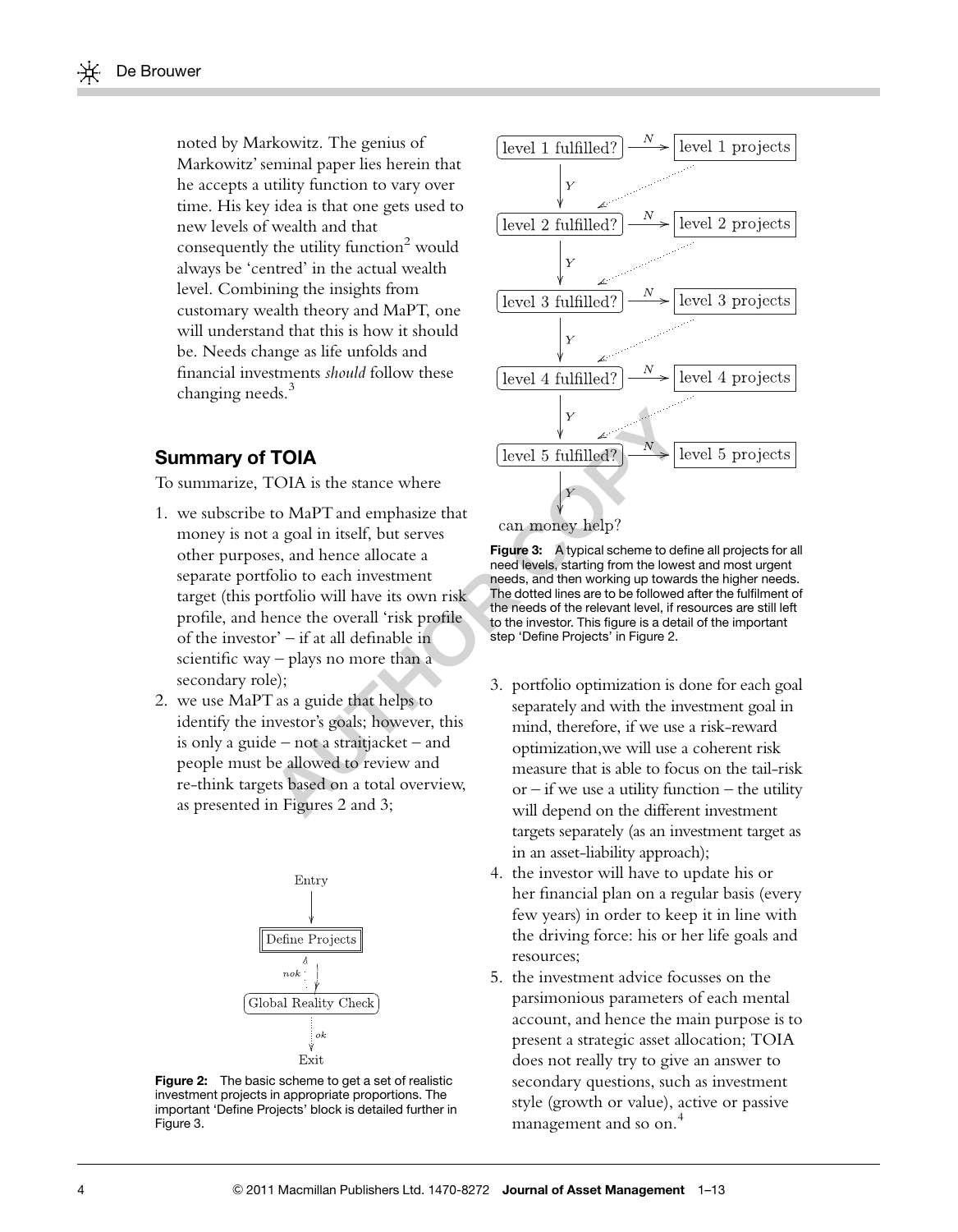noted by Markowitz. The genius of Markowitz' seminal paper lies herein that he accepts a utility function to vary over time. His key idea is that one gets used to new levels of wealth and that consequently the utility function[2] would always be 'centred' in the actual wealth level. Combining the insights from customary wealth theory and MaPT, one will understand that this is how it should be. Needs change as life unfolds and financial investments *should* follow these changing needs.[3]

## Summary of TOIA

To summarize, TOIA is the stance where

1. we subscribe to MaPT and emphasize that money is not a goal in itself, but serves other purposes, and hence allocate a separate portfolio to each investment target (this portfolio will have its own risk profile, and hence the overall 'risk profile of the investor' – if at all definable in scientific way – plays no more than a secondary role);
2. we use MaPT as a guide that helps to identify the investor's goals; however, this is only a guide – not a straitjacket – and people must be allowed to review and re-think targets based on a total overview, as presented in Figures 2 and 3;

Figure 2: The basic scheme to get a set of realistic investment projects in appropriate proportions. The important 'Define Projects' block is detailed further in Figure 3.

Figure 3: A typical scheme to define all projects for all need levels, starting from the lowest and most urgent needs, and then working up towards the higher needs. The dotted lines are to be followed after the fulfilment of the needs of the relevant level, if resources are still left to the investor. This figure is a detail of the important step 'Define Projects' in Figure 2.

3. portfolio optimization is done for each goal separately and with the investment goal in mind, therefore, if we use a risk-reward optimization,we will use a coherent risk measure that is able to focus on the tail-risk or – if we use a utility function – the utility will depend on the different investment targets separately (as an investment target as in an asset-liability approach);
4. the investor will have to update his or her financial plan on a regular basis (every few years) in order to keep it in line with the driving force: his or her life goals and resources;
5. the investment advice focusses on the parsimonious parameters of each mental account, and hence the main purpose is to present a strategic asset allocation; TOIA does not really try to give an answer to secondary questions, such as investment style (growth or value), active or passive management and so on.[4]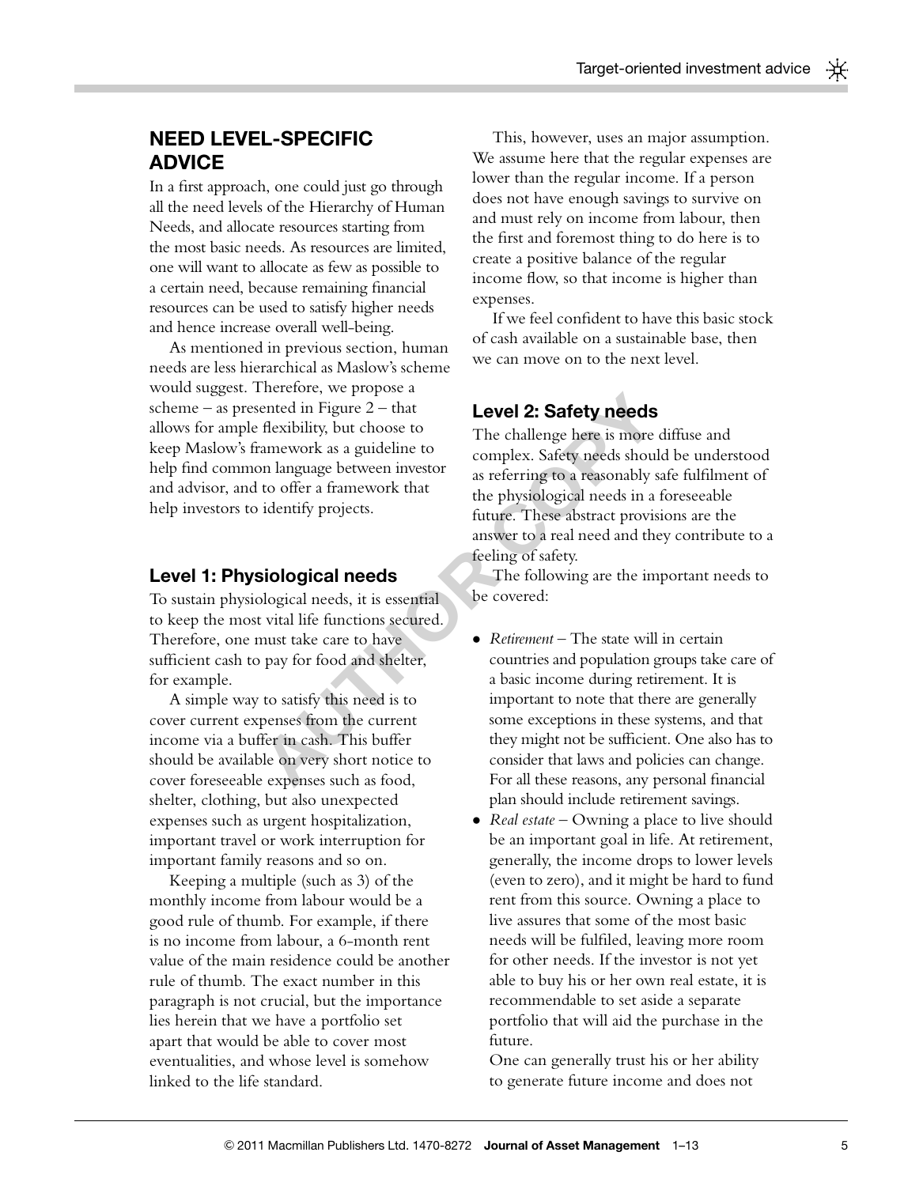## NEED LEVEL-SPECIFIC ADVICE

In a first approach, one could just go through all the need levels of the Hierarchy of Human Needs, and allocate resources starting from the most basic needs. As resources are limited, one will want to allocate as few as possible to a certain need, because remaining financial resources can be used to satisfy higher needs and hence increase overall well-being.

As mentioned in previous section, human needs are less hierarchical as Maslow's scheme would suggest. Therefore, we propose a scheme – as presented in Figure 2 – that allows for ample flexibility, but choose to keep Maslow's framework as a guideline to help find common language between investor and advisor, and to offer a framework that help investors to identify projects.

### Level 1: Physiological needs

To sustain physiological needs, it is essential to keep the most vital life functions secured. Therefore, one must take care to have sufficient cash to pay for food and shelter, for example.

A simple way to satisfy this need is to cover current expenses from the current income via a buffer in cash. This buffer should be available on very short notice to cover foreseeable expenses such as food, shelter, clothing, but also unexpected expenses such as urgent hospitalization, important travel or work interruption for important family reasons and so on.

Keeping a multiple (such as 3) of the monthly income from labour would be a good rule of thumb. For example, if there is no income from labour, a 6-month rent value of the main residence could be another rule of thumb. The exact number in this paragraph is not crucial, but the importance lies herein that we have a portfolio set apart that would be able to cover most eventualities, and whose level is somehow linked to the life standard.

This, however, uses an major assumption. We assume here that the regular expenses are lower than the regular income. If a person does not have enough savings to survive on and must rely on income from labour, then the first and foremost thing to do here is to create a positive balance of the regular income flow, so that income is higher than expenses.

If we feel confident to have this basic stock of cash available on a sustainable base, then we can move on to the next level.

### Level 2: Safety needs

The challenge here is more diffuse and complex. Safety needs should be understood as referring to a reasonably safe fulfilment of the physiological needs in a foreseeable future. These abstract provisions are the answer to a real need and they contribute to a feeling of safety.

The following are the important needs to be covered:

- *Retirement* – The state will in certain countries and population groups take care of a basic income during retirement. It is important to note that there are generally some exceptions in these systems, and that they might not be sufficient. One also has to consider that laws and policies can change. For all these reasons, any personal financial plan should include retirement savings.
- *Real estate* – Owning a place to live should be an important goal in life. At retirement, generally, the income drops to lower levels (even to zero), and it might be hard to fund rent from this source. Owning a place to live assures that some of the most basic needs will be fulfiled, leaving more room for other needs. If the investor is not yet able to buy his or her own real estate, it is recommendable to set aside a separate portfolio that will aid the purchase in the future.

  One can generally trust his or her ability to generate future income and does not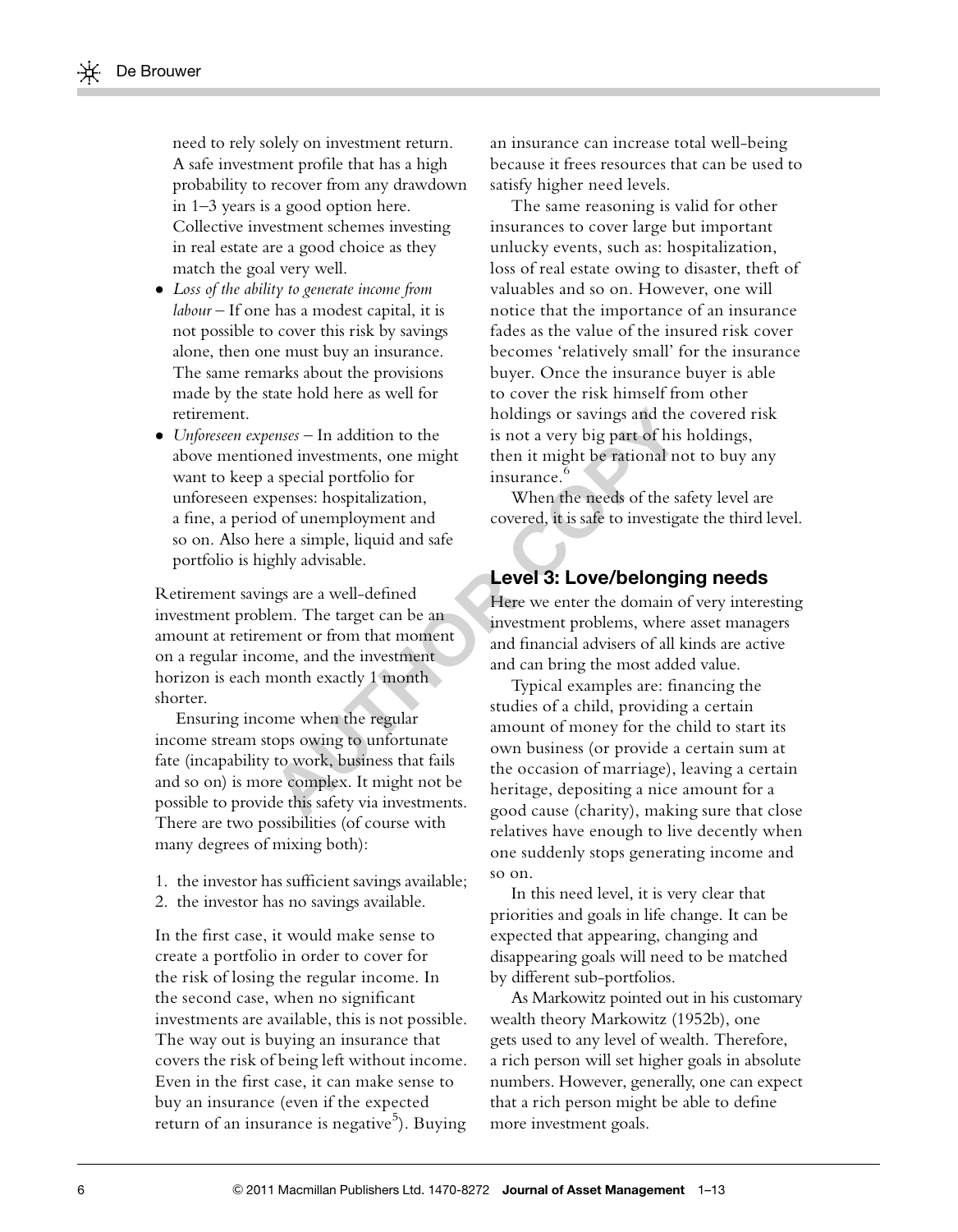need to rely solely on investment return. A safe investment profile that has a high probability to recover from any drawdown in 1–3 years is a good option here. Collective investment schemes investing in real estate are a good choice as they match the goal very well.

- *Loss of the ability to generate income from labour* – If one has a modest capital, it is not possible to cover this risk by savings alone, then one must buy an insurance. The same remarks about the provisions made by the state hold here as well for retirement.
- *Unforeseen expenses* – In addition to the above mentioned investments, one might want to keep a special portfolio for unforeseen expenses: hospitalization, a fine, a period of unemployment and so on. Also here a simple, liquid and safe portfolio is highly advisable.

Retirement savings are a well-defined investment problem. The target can be an amount at retirement or from that moment on a regular income, and the investment horizon is each month exactly 1 month shorter.

Ensuring income when the regular income stream stops owing to unfortunate fate (incapability to work, business that fails and so on) is more complex. It might not be possible to provide this safety via investments. There are two possibilities (of course with many degrees of mixing both):

1. the investor has sufficient savings available;
2. the investor has no savings available.

In the first case, it would make sense to create a portfolio in order to cover for the risk of losing the regular income. In the second case, when no significant investments are available, this is not possible. The way out is buying an insurance that covers the risk of being left without income. Even in the first case, it can make sense to buy an insurance (even if the expected return of an insurance is negative[5]). Buying an insurance can increase total well-being because it frees resources that can be used to satisfy higher need levels.

The same reasoning is valid for other insurances to cover large but important unlucky events, such as: hospitalization, loss of real estate owing to disaster, theft of valuables and so on. However, one will notice that the importance of an insurance fades as the value of the insured risk cover becomes 'relatively small' for the insurance buyer. Once the insurance buyer is able to cover the risk himself from other holdings or savings and the covered risk is not a very big part of his holdings, then it might be rational not to buy any insurance.[6]

When the needs of the safety level are covered, it is safe to investigate the third level.

## Level 3: Love/belonging needs

Here we enter the domain of very interesting investment problems, where asset managers and financial advisers of all kinds are active and can bring the most added value.

Typical examples are: financing the studies of a child, providing a certain amount of money for the child to start its own business (or provide a certain sum at the occasion of marriage), leaving a certain heritage, depositing a nice amount for a good cause (charity), making sure that close relatives have enough to live decently when one suddenly stops generating income and so on.

In this need level, it is very clear that priorities and goals in life change. It can be expected that appearing, changing and disappearing goals will need to be matched by different sub-portfolios.

As Markowitz pointed out in his customary wealth theory Markowitz (1952b), one gets used to any level of wealth. Therefore, a rich person will set higher goals in absolute numbers. However, generally, one can expect that a rich person might be able to define more investment goals.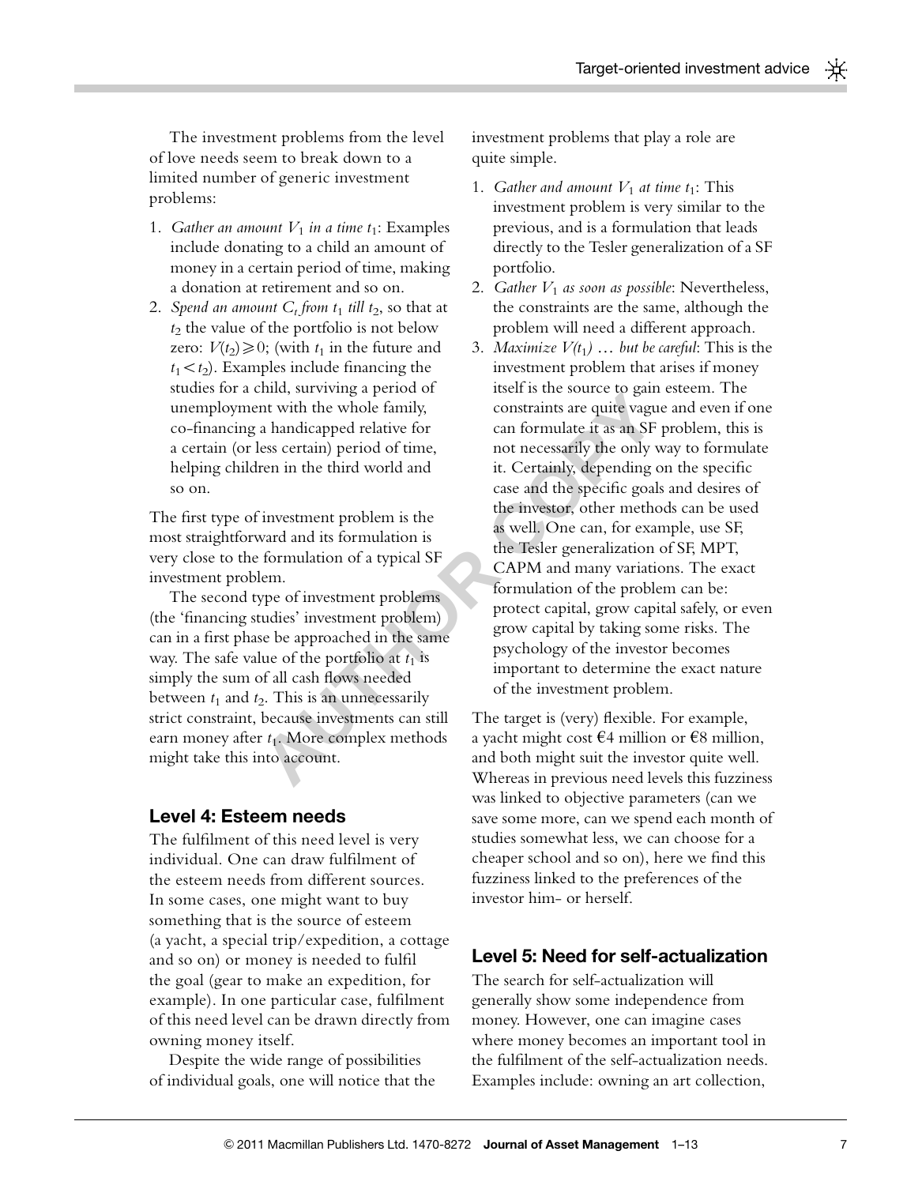The investment problems from the level of love needs seem to break down to a limited number of generic investment problems:

1. *Gather an amount $V_1$ in a time $t_1$*: Examples include donating to a child an amount of money in a certain period of time, making a donation at retirement and so on.
2. *Spend an amount $C_t$ from $t_1$ till $t_2$*, so that at $t_2$ the value of the portfolio is not below zero: $V(t_2) \geqslant 0$; (with $t_1$ in the future and $t_1 < t_2$). Examples include financing the studies for a child, surviving a period of unemployment with the whole family, co-financing a handicapped relative for a certain (or less certain) period of time, helping children in the third world and so on.

The first type of investment problem is the most straightforward and its formulation is very close to the formulation of a typical SF investment problem.

The second type of investment problems (the 'financing studies' investment problem) can in a first phase be approached in the same way. The safe value of the portfolio at $t_1$ is simply the sum of all cash flows needed between $t_1$ and $t_2$. This is an unnecessarily strict constraint, because investments can still earn money after $t_1$. More complex methods might take this into account.

## Level 4: Esteem needs

The fulfilment of this need level is very individual. One can draw fulfilment of the esteem needs from different sources. In some cases, one might want to buy something that is the source of esteem (a yacht, a special trip/expedition, a cottage and so on) or money is needed to fulfil the goal (gear to make an expedition, for example). In one particular case, fulfilment of this need level can be drawn directly from owning money itself.

Despite the wide range of possibilities of individual goals, one will notice that the investment problems that play a role are quite simple.

1. *Gather and amount $V_1$ at time $t_1$*: This investment problem is very similar to the previous, and is a formulation that leads directly to the Tesler generalization of a SF portfolio.
2. *Gather $V_1$ as soon as possible*: Nevertheless, the constraints are the same, although the problem will need a different approach.
3. *Maximize $V(t_1)$ … but be careful*: This is the investment problem that arises if money itself is the source to gain esteem. The constraints are quite vague and even if one can formulate it as an SF problem, this is not necessarily the only way to formulate it. Certainly, depending on the specific case and the specific goals and desires of the investor, other methods can be used as well. One can, for example, use SF, the Tesler generalization of SF, MPT, CAPM and many variations. The exact formulation of the problem can be: protect capital, grow capital safely, or even grow capital by taking some risks. The psychology of the investor becomes important to determine the exact nature of the investment problem.

The target is (very) flexible. For example, a yacht might cost €4 million or €8 million, and both might suit the investor quite well. Whereas in previous need levels this fuzziness was linked to objective parameters (can we save some more, can we spend each month of studies somewhat less, we can choose for a cheaper school and so on), here we find this fuzziness linked to the preferences of the investor him- or herself.

## Level 5: Need for self-actualization

The search for self-actualization will generally show some independence from money. However, one can imagine cases where money becomes an important tool in the fulfilment of the self-actualization needs. Examples include: owning an art collection,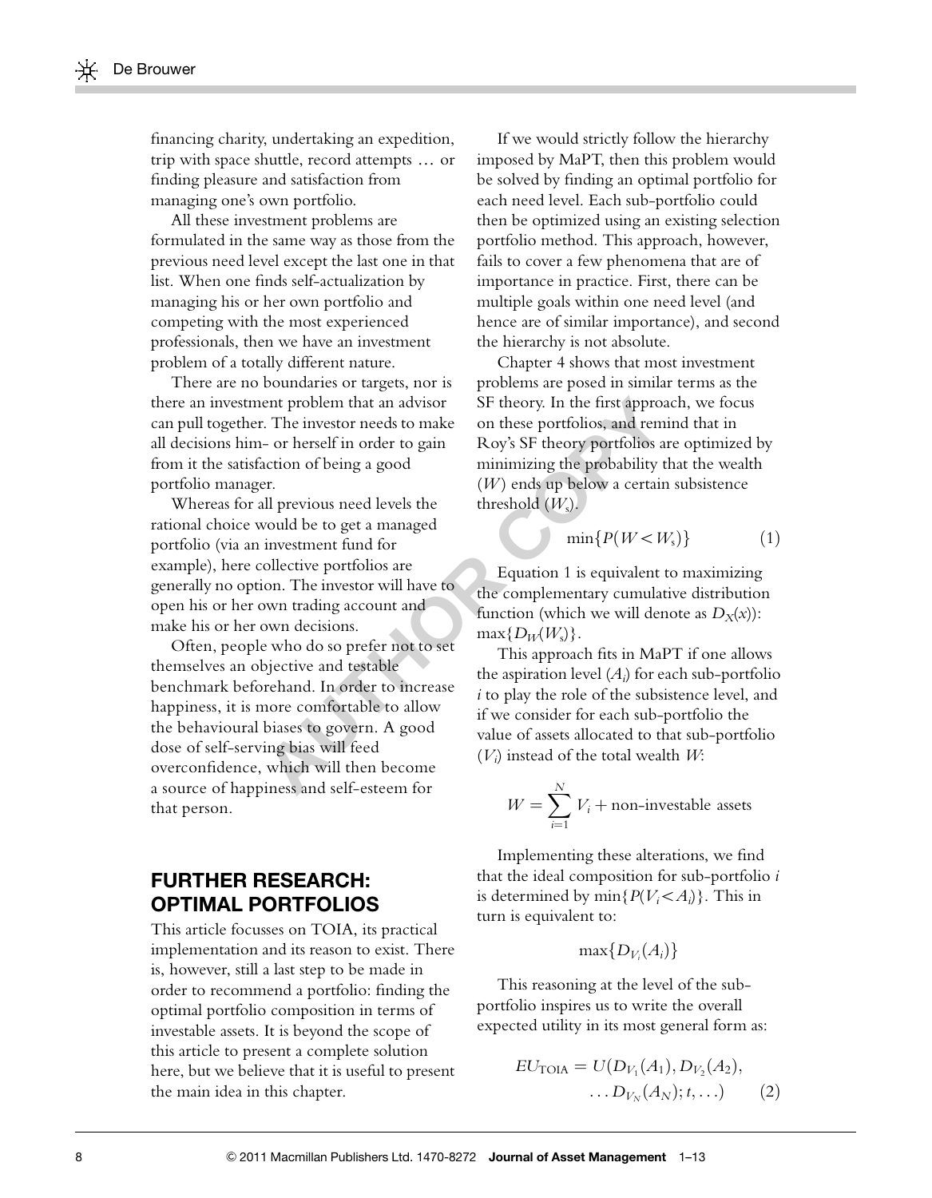financing charity, undertaking an expedition, trip with space shuttle, record attempts … or finding pleasure and satisfaction from managing one's own portfolio.

All these investment problems are formulated in the same way as those from the previous need level except the last one in that list. When one finds self-actualization by managing his or her own portfolio and competing with the most experienced professionals, then we have an investment problem of a totally different nature.

There are no boundaries or targets, nor is there an investment problem that an advisor can pull together. The investor needs to make all decisions him- or herself in order to gain from it the satisfaction of being a good portfolio manager.

Whereas for all previous need levels the rational choice would be to get a managed portfolio (via an investment fund for example), here collective portfolios are generally no option. The investor will have to open his or her own trading account and make his or her own decisions.

Often, people who do so prefer not to set themselves an objective and testable benchmark beforehand. In order to increase happiness, it is more comfortable to allow the behavioural biases to govern. A good dose of self-serving bias will feed overconfidence, which will then become a source of happiness and self-esteem for that person.

## FURTHER RESEARCH: OPTIMAL PORTFOLIOS

This article focusses on TOIA, its practical implementation and its reason to exist. There is, however, still a last step to be made in order to recommend a portfolio: finding the optimal portfolio composition in terms of investable assets. It is beyond the scope of this article to present a complete solution here, but we believe that it is useful to present the main idea in this chapter.

If we would strictly follow the hierarchy imposed by MaPT, then this problem would be solved by finding an optimal portfolio for each need level. Each sub-portfolio could then be optimized using an existing selection portfolio method. This approach, however, fails to cover a few phenomena that are of importance in practice. First, there can be multiple goals within one need level (and hence are of similar importance), and second the hierarchy is not absolute.

Chapter 4 shows that most investment problems are posed in similar terms as the SF theory. In the first approach, we focus on these portfolios, and remind that in Roy's SF theory portfolios are optimized by minimizing the probability that the wealth ($W$) ends up below a certain subsistence threshold ($W_s$).

$$\min\{P(W < W_s)\} \qquad (1)$$

Equation 1 is equivalent to maximizing the complementary cumulative distribution function (which we will denote as $D_X(x)$): $\max\{D_W(W_s)\}$.

This approach fits in MaPT if one allows the aspiration level ($A_i$) for each sub-portfolio $i$ to play the role of the subsistence level, and if we consider for each sub-portfolio the value of assets allocated to that sub-portfolio ($V_i$) instead of the total wealth $W$:

$$W = \sum_{i=1}^{N} V_i + \text{non-investable assets}$$

Implementing these alterations, we find that the ideal composition for sub-portfolio $i$ is determined by $\min\{P(V_i < A_i)\}$. This in turn is equivalent to:

$$\max\{D_{V_i}(A_i)\}$$

This reasoning at the level of the sub-portfolio inspires us to write the overall expected utility in its most general form as:

$$EU_{\text{TOIA}} = U(D_{V_1}(A_1), D_{V_2}(A_2), \ldots D_{V_N}(A_N); t, \ldots) \qquad (2)$$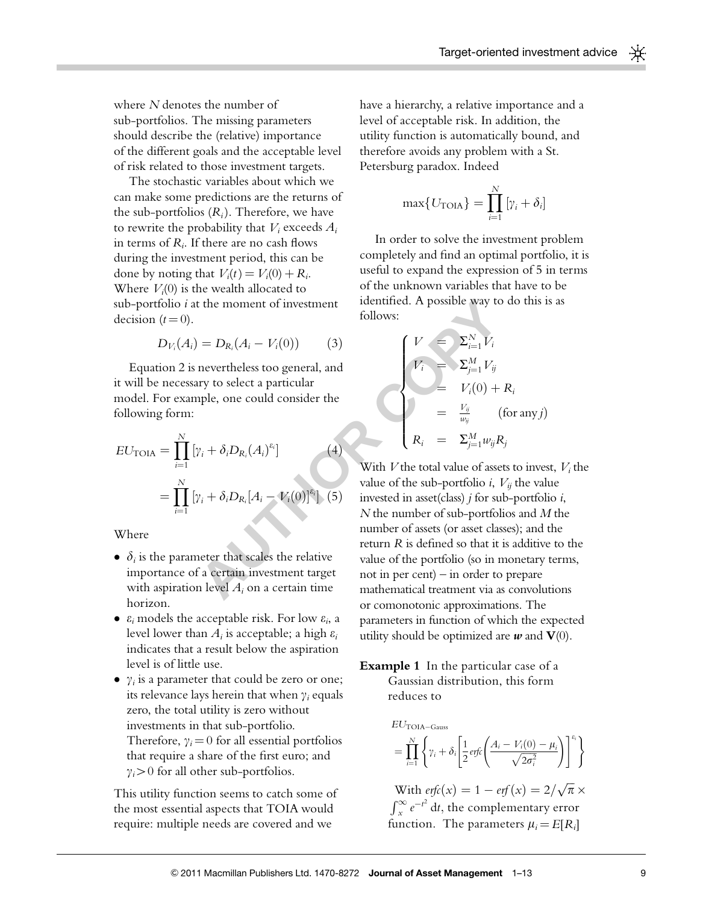where $N$ denotes the number of sub-portfolios. The missing parameters should describe the (relative) importance of the different goals and the acceptable level of risk related to those investment targets.

The stochastic variables about which we can make some predictions are the returns of the sub-portfolios ($R_i$). Therefore, we have to rewrite the probability that $V_i$ exceeds $A_i$ in terms of $R_i$. If there are no cash flows during the investment period, this can be done by noting that $V_i(t) = V_i(0) + R_i$. Where $V_i(0)$ is the wealth allocated to sub-portfolio $i$ at the moment of investment decision ($t = 0$).

$$D_{V_i}(A_i) = D_{R_i}(A_i - V_i(0)) \qquad (3)$$

Equation 2 is nevertheless too general, and it will be necessary to select a particular model. For example, one could consider the following form:

$$EU_{\text{TOIA}} = \prod_{i=1}^{N} [\gamma_i + \delta_i D_{R_i}(A_i)^{\varepsilon_i}] \qquad (4)$$

$$= \prod_{i=1}^{N} [\gamma_i + \delta_i D_{R_i}[A_i - V_i(0)]^{\varepsilon_i}] \qquad (5)$$

Where

- $\delta_i$ is the parameter that scales the relative importance of a certain investment target with aspiration level $A_i$ on a certain time horizon.
- $\varepsilon_i$ models the acceptable risk. For low $\varepsilon_i$, a level lower than $A_i$ is acceptable; a high $\varepsilon_i$ indicates that a result below the aspiration level is of little use.
- $\gamma_i$ is a parameter that could be zero or one; its relevance lays herein that when $\gamma_i$ equals zero, the total utility is zero without investments in that sub-portfolio. Therefore, $\gamma_i = 0$ for all essential portfolios that require a share of the first euro; and $\gamma_i > 0$ for all other sub-portfolios.

This utility function seems to catch some of the most essential aspects that TOIA would require: multiple needs are covered and we have a hierarchy, a relative importance and a level of acceptable risk. In addition, the utility function is automatically bound, and therefore avoids any problem with a St. Petersburg paradox. Indeed

$$\max\{U_{\text{TOIA}}\} = \prod_{i=1}^{N} [\gamma_i + \delta_i]$$

In order to solve the investment problem completely and find an optimal portfolio, it is useful to expand the expression of 5 in terms of the unknown variables that have to be identified. A possible way to do this is as follows:

$$\begin{cases} V &= \Sigma_{i=1}^{N} V_i \\ V_i &= \Sigma_{j=1}^{M} V_{ij} \\ &= V_i(0) + R_i \\ &= \frac{V_{ij}}{w_{ij}} \qquad \text{(for any } j\text{)} \\ R_i &= \Sigma_{j=1}^{M} w_{ij} R_j \end{cases}$$

With $V$ the total value of assets to invest, $V_i$ the value of the sub-portfolio $i$, $V_{ij}$ the value invested in asset(class) $j$ for sub-portfolio $i$, $N$ the number of sub-portfolios and $M$ the number of assets (or asset classes); and the return $R$ is defined so that it is additive to the value of the portfolio (so in monetary terms, not in per cent) – in order to prepare mathematical treatment via as convolutions or comonotonic approximations. The parameters in function of which the expected utility should be optimized are $\boldsymbol{w}$ and $\mathbf{V}(0)$.

**Example 1** In the particular case of a Gaussian distribution, this form reduces to

$$EU_{\text{TOIA-Gauss}} = \prod_{i=1}^{N} \left\{ \gamma_i + \delta_i \left[ \frac{1}{2} \mathit{erfc}\left( \frac{A_i - V_i(0) - \mu_i}{\sqrt{2\sigma_i^2}} \right) \right]^{\varepsilon_i} \right\}$$

With $\mathit{erfc}(x) = 1 - \mathit{erf}(x) = 2/\sqrt{\pi} \times \int_x^\infty e^{-t^2}\, \mathrm{d}t$, the complementary error function. The parameters $\mu_i = E[R_i]$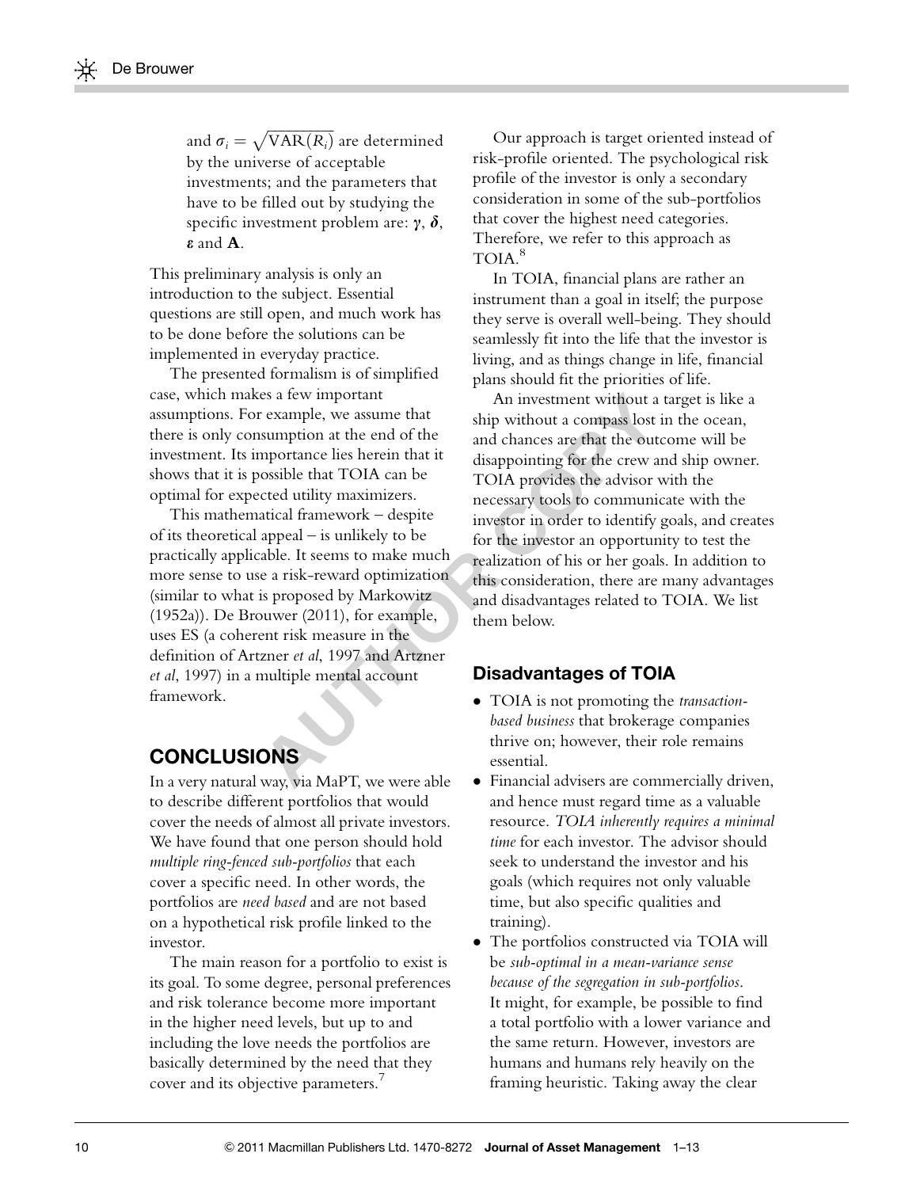and $\sigma_i = \sqrt{\text{VAR}(R_i)}$ are determined by the universe of acceptable investments; and the parameters that have to be filled out by studying the specific investment problem are: $\boldsymbol{\gamma}$, $\boldsymbol{\delta}$, $\boldsymbol{\varepsilon}$ and $\mathbf{A}$.

This preliminary analysis is only an introduction to the subject. Essential questions are still open, and much work has to be done before the solutions can be implemented in everyday practice.

The presented formalism is of simplified case, which makes a few important assumptions. For example, we assume that there is only consumption at the end of the investment. Its importance lies herein that it shows that it is possible that TOIA can be optimal for expected utility maximizers.

This mathematical framework – despite of its theoretical appeal – is unlikely to be practically applicable. It seems to make much more sense to use a risk-reward optimization (similar to what is proposed by Markowitz (1952a)). De Brouwer (2011), for example, uses ES (a coherent risk measure in the definition of Artzner *et al*, 1997 and Artzner *et al*, 1997) in a multiple mental account framework.

## CONCLUSIONS

In a very natural way, via MaPT, we were able to describe different portfolios that would cover the needs of almost all private investors. We have found that one person should hold *multiple ring-fenced sub-portfolios* that each cover a specific need. In other words, the portfolios are *need based* and are not based on a hypothetical risk profile linked to the investor.

The main reason for a portfolio to exist is its goal. To some degree, personal preferences and risk tolerance become more important in the higher need levels, but up to and including the love needs the portfolios are basically determined by the need that they cover and its objective parameters.[7]

Our approach is target oriented instead of risk-profile oriented. The psychological risk profile of the investor is only a secondary consideration in some of the sub-portfolios that cover the highest need categories. Therefore, we refer to this approach as TOIA.[8]

In TOIA, financial plans are rather an instrument than a goal in itself; the purpose they serve is overall well-being. They should seamlessly fit into the life that the investor is living, and as things change in life, financial plans should fit the priorities of life.

An investment without a target is like a ship without a compass lost in the ocean, and chances are that the outcome will be disappointing for the crew and ship owner. TOIA provides the advisor with the necessary tools to communicate with the investor in order to identify goals, and creates for the investor an opportunity to test the realization of his or her goals. In addition to this consideration, there are many advantages and disadvantages related to TOIA. We list them below.

### Disadvantages of TOIA

- TOIA is not promoting the *transaction-based business* that brokerage companies thrive on; however, their role remains essential.
- Financial advisers are commercially driven, and hence must regard time as a valuable resource. *TOIA inherently requires a minimal time* for each investor. The advisor should seek to understand the investor and his goals (which requires not only valuable time, but also specific qualities and training).
- The portfolios constructed via TOIA will be *sub-optimal in a mean-variance sense because of the segregation in sub-portfolios*. It might, for example, be possible to find a total portfolio with a lower variance and the same return. However, investors are humans and humans rely heavily on the framing heuristic. Taking away the clear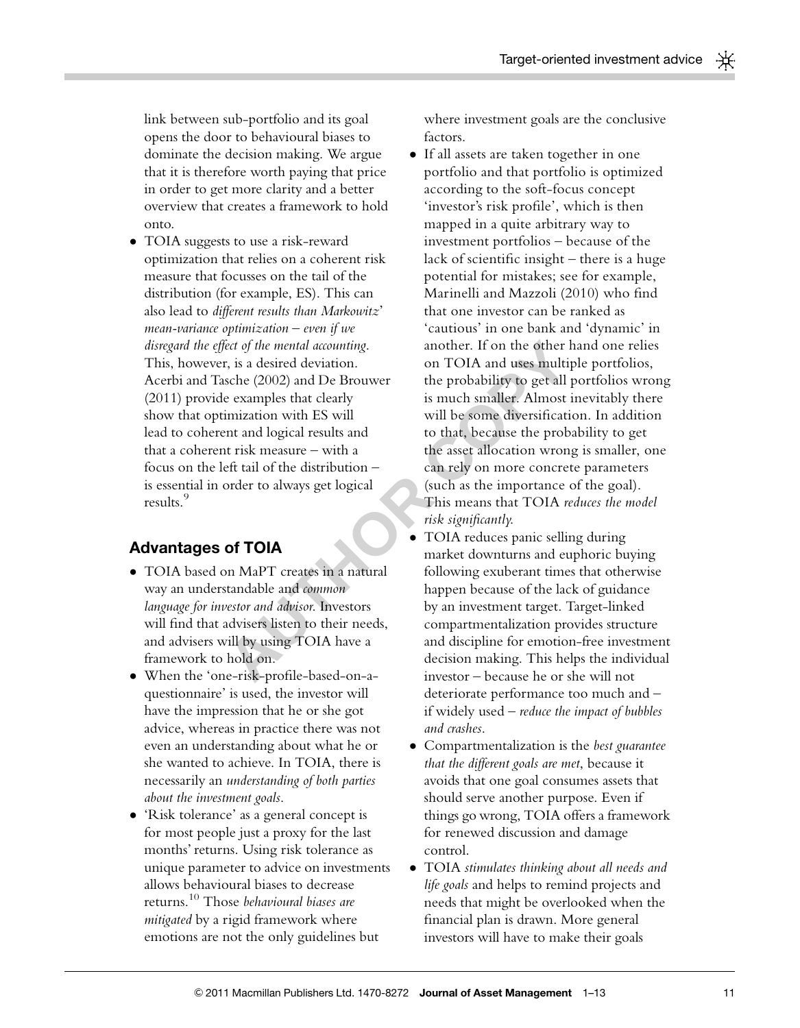link between sub-portfolio and its goal opens the door to behavioural biases to dominate the decision making. We argue that it is therefore worth paying that price in order to get more clarity and a better overview that creates a framework to hold onto.

- TOIA suggests to use a risk-reward optimization that relies on a coherent risk measure that focusses on the tail of the distribution (for example, ES). This can also lead to *different results than Markowitz' mean-variance optimization – even if we disregard the effect of the mental accounting*. This, however, is a desired deviation. Acerbi and Tasche (2002) and De Brouwer (2011) provide examples that clearly show that optimization with ES will lead to coherent and logical results and that a coherent risk measure – with a focus on the left tail of the distribution – is essential in order to always get logical results.[9]

## Advantages of TOIA

- TOIA based on MaPT creates in a natural way an understandable and *common language for investor and advisor*. Investors will find that advisers listen to their needs, and advisers will by using TOIA have a framework to hold on.
- When the 'one-risk-profile-based-on-a-questionnaire' is used, the investor will have the impression that he or she got advice, whereas in practice there was not even an understanding about what he or she wanted to achieve. In TOIA, there is necessarily an *understanding of both parties about the investment goals*.
- 'Risk tolerance' as a general concept is for most people just a proxy for the last months' returns. Using risk tolerance as unique parameter to advice on investments allows behavioural biases to decrease returns.[10] Those *behavioural biases are mitigated* by a rigid framework where emotions are not the only guidelines but where investment goals are the conclusive factors.
- If all assets are taken together in one portfolio and that portfolio is optimized according to the soft-focus concept 'investor's risk profile', which is then mapped in a quite arbitrary way to investment portfolios – because of the lack of scientific insight – there is a huge potential for mistakes; see for example, Marinelli and Mazzoli (2010) who find that one investor can be ranked as 'cautious' in one bank and 'dynamic' in another. If on the other hand one relies on TOIA and uses multiple portfolios, the probability to get all portfolios wrong is much smaller. Almost inevitably there will be some diversification. In addition to that, because the probability to get the asset allocation wrong is smaller, one can rely on more concrete parameters (such as the importance of the goal). This means that TOIA *reduces the model risk significantly*.
- TOIA reduces panic selling during market downturns and euphoric buying following exuberant times that otherwise happen because of the lack of guidance by an investment target. Target-linked compartmentalization provides structure and discipline for emotion-free investment decision making. This helps the individual investor – because he or she will not deteriorate performance too much and – if widely used – *reduce the impact of bubbles and crashes*.
- Compartmentalization is the *best guarantee that the different goals are met*, because it avoids that one goal consumes assets that should serve another purpose. Even if things go wrong, TOIA offers a framework for renewed discussion and damage control.
- TOIA *stimulates thinking about all needs and life goals* and helps to remind projects and needs that might be overlooked when the financial plan is drawn. More general investors will have to make their goals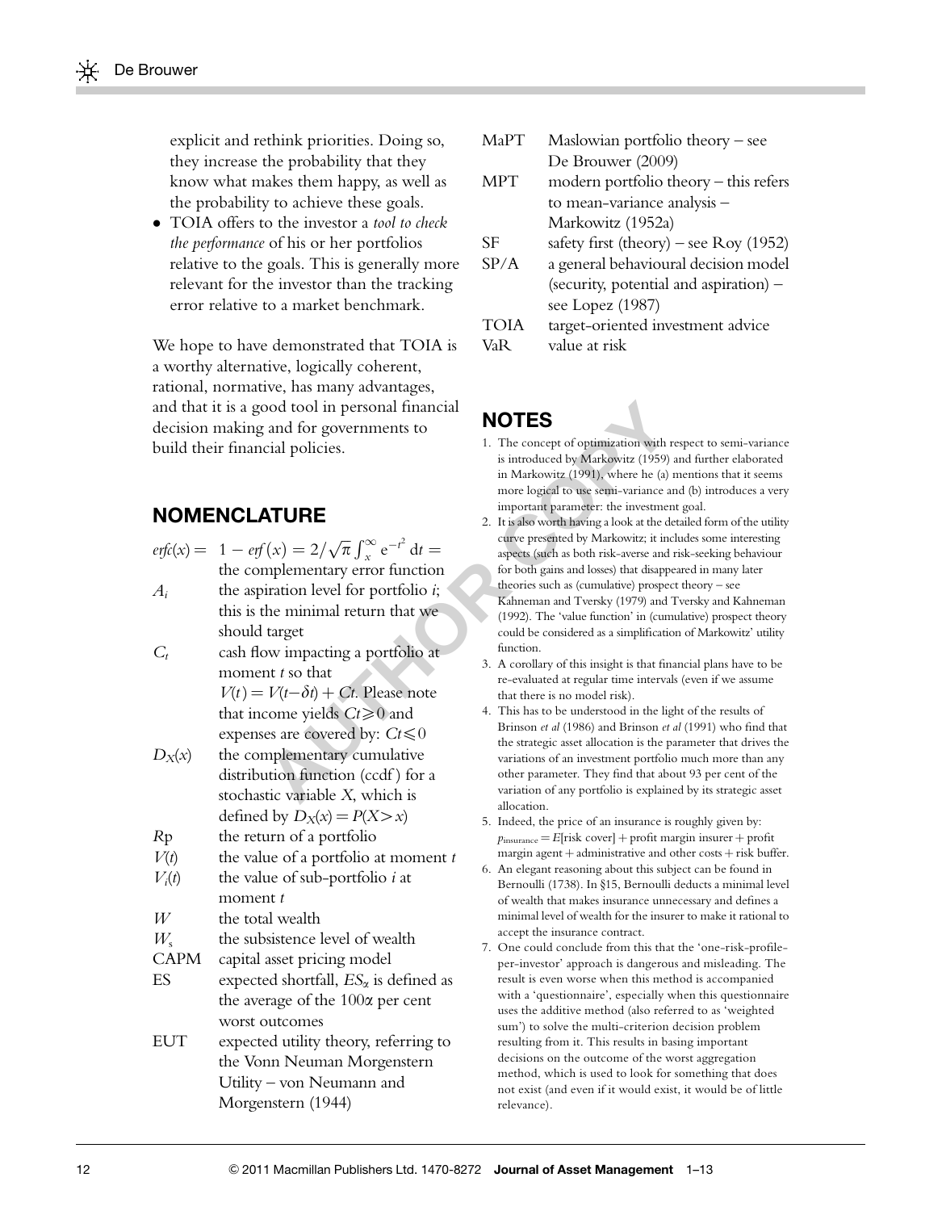explicit and rethink priorities. Doing so, they increase the probability that they know what makes them happy, as well as the probability to achieve these goals.

- TOIA offers to the investor a *tool to check the performance* of his or her portfolios relative to the goals. This is generally more relevant for the investor than the tracking error relative to a market benchmark.

We hope to have demonstrated that TOIA is a worthy alternative, logically coherent, rational, normative, has many advantages, and that it is a good tool in personal financial decision making and for governments to build their financial policies.

## NOMENCLATURE

| | |
|---|---|
| $erfc(x)=$ | $1 - erf(x) = 2/\sqrt{\pi}\int_x^\infty e^{-t^2}\,dt =$ the complementary error function |
| $A_i$ | the aspiration level for portfolio *i*; this is the minimal return that we should target |
| $C_t$ | cash flow impacting a portfolio at moment *t* so that $V(t) = V(t-\delta t) + Ct$. Please note that income yields $Ct \geqslant 0$ and expenses are covered by: $Ct \leqslant 0$ |
| $D_X(x)$ | the complementary cumulative distribution function (ccdf) for a stochastic variable *X*, which is defined by $D_X(x) = P(X > x)$ |
| $R$p | the return of a portfolio |
| $V(t)$ | the value of a portfolio at moment *t* |
| $V_i(t)$ | the value of sub-portfolio *i* at moment *t* |
| $W$ | the total wealth |
| $W_s$ | the subsistence level of wealth |
| CAPM | capital asset pricing model |
| ES | expected shortfall, $ES_\alpha$ is defined as the average of the $100\alpha$ per cent worst outcomes |
| EUT | expected utility theory, referring to the Vonn Neuman Morgenstern Utility – von Neumann and Morgenstern (1944) |
| MaPT | Maslowian portfolio theory – see De Brouwer (2009) |
| MPT | modern portfolio theory – this refers to mean-variance analysis – Markowitz (1952a) |
| SF | safety first (theory) – see Roy (1952) |
| SP/A | a general behavioural decision model (security, potential and aspiration) – see Lopez (1987) |
| TOIA | target-oriented investment advice |
| VaR | value at risk |

## NOTES

1. The concept of optimization with respect to semi-variance is introduced by Markowitz (1959) and further elaborated in Markowitz (1991), where he (a) mentions that it seems more logical to use semi-variance and (b) introduces a very important parameter: the investment goal.
2. It is also worth having a look at the detailed form of the utility curve presented by Markowitz; it includes some interesting aspects (such as both risk-averse and risk-seeking behaviour for both gains and losses) that disappeared in many later theories such as (cumulative) prospect theory – see Kahneman and Tversky (1979) and Tversky and Kahneman (1992). The 'value function' in (cumulative) prospect theory could be considered as a simplification of Markowitz' utility function.
3. A corollary of this insight is that financial plans have to be re-evaluated at regular time intervals (even if we assume that there is no model risk).
4. This has to be understood in the light of the results of Brinson *et al* (1986) and Brinson *et al* (1991) who find that the strategic asset allocation is the parameter that drives the variations of an investment portfolio much more than any other parameter. They find that about 93 per cent of the variation of any portfolio is explained by its strategic asset allocation.
5. Indeed, the price of an insurance is roughly given by: $p_{\text{insurance}} = E[\text{risk cover}] + \text{profit margin insurer} + \text{profit margin agent} + \text{administrative and other costs} + \text{risk buffer}$.
6. An elegant reasoning about this subject can be found in Bernoulli (1738). In §15, Bernoulli deducts a minimal level of wealth that makes insurance unnecessary and defines a minimal level of wealth for the insurer to make it rational to accept the insurance contract.
7. One could conclude from this that the 'one-risk-profile-per-investor' approach is dangerous and misleading. The result is even worse when this method is accompanied with a 'questionnaire', especially when this questionnaire uses the additive method (also referred to as 'weighted sum') to solve the multi-criterion decision problem resulting from it. This results in basing important decisions on the outcome of the worst aggregation method, which is used to look for something that does not exist (and even if it would exist, it would be of little relevance).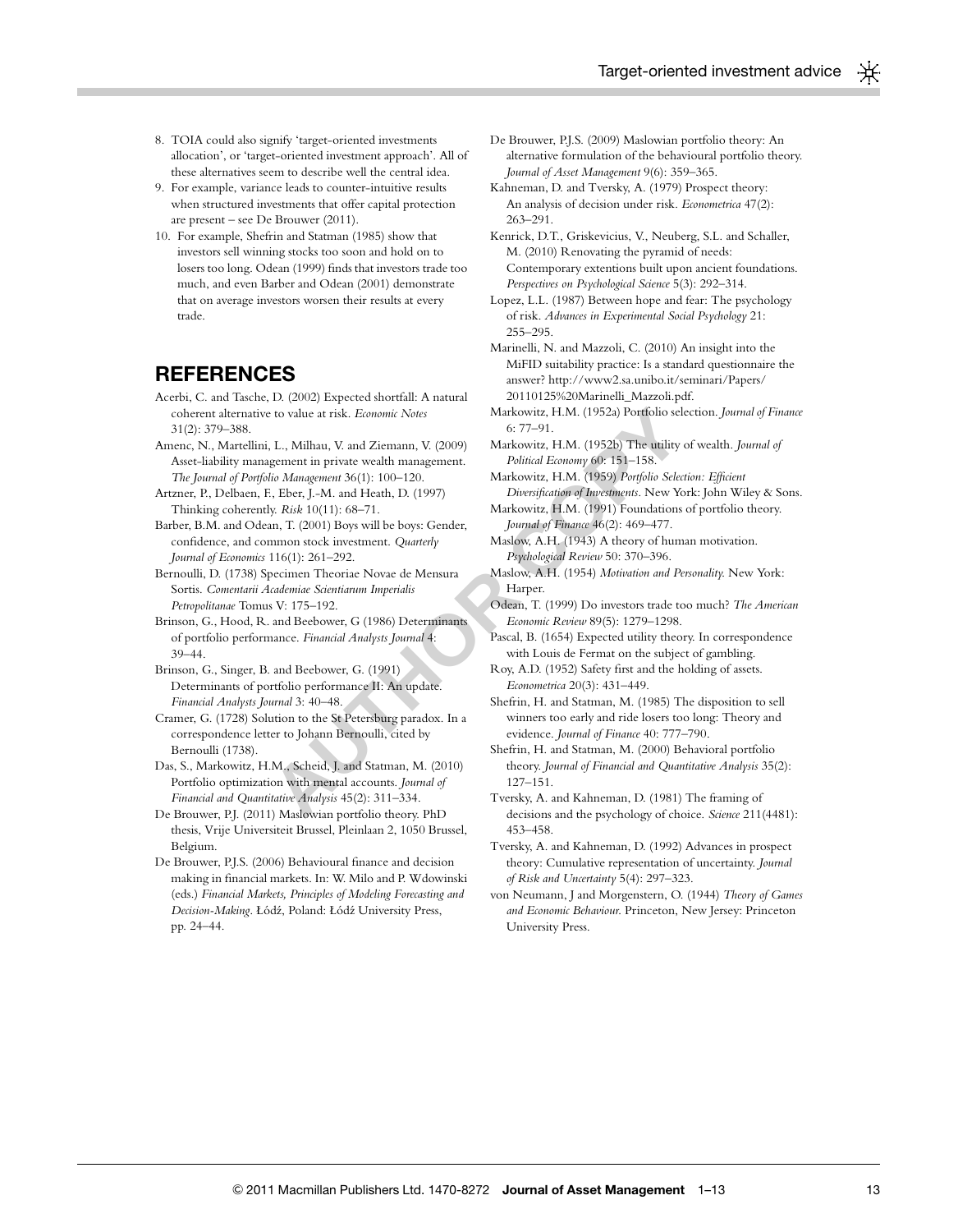8. TOIA could also signify 'target-oriented investments allocation', or 'target-oriented investment approach'. All of these alternatives seem to describe well the central idea.
9. For example, variance leads to counter-intuitive results when structured investments that offer capital protection are present – see De Brouwer (2011).
10. For example, Shefrin and Statman (1985) show that investors sell winning stocks too soon and hold on to losers too long. Odean (1999) finds that investors trade too much, and even Barber and Odean (2001) demonstrate that on average investors worsen their results at every trade.

## REFERENCES

Acerbi, C. and Tasche, D. (2002) Expected shortfall: A natural coherent alternative to value at risk. *Economic Notes* 31(2): 379–388.

Amenc, N., Martellini, L., Milhau, V. and Ziemann, V. (2009) Asset-liability management in private wealth management. *The Journal of Portfolio Management* 36(1): 100–120.

Artzner, P., Delbaen, F., Eber, J.-M. and Heath, D. (1997) Thinking coherently. *Risk* 10(11): 68–71.

Barber, B.M. and Odean, T. (2001) Boys will be boys: Gender, confidence, and common stock investment. *Quarterly Journal of Economics* 116(1): 261–292.

Bernoulli, D. (1738) Specimen Theoriae Novae de Mensura Sortis. *Comentarii Academiae Scientiarum Imperialis Petropolitanae* Tomus V: 175–192.

Brinson, G., Hood, R. and Beebower, G (1986) Determinants of portfolio performance. *Financial Analysts Journal* 4: 39–44.

Brinson, G., Singer, B. and Beebower, G. (1991) Determinants of portfolio performance II: An update. *Financial Analysts Journal* 3: 40–48.

Cramer, G. (1728) Solution to the St Petersburg paradox. In a correspondence letter to Johann Bernoulli, cited by Bernoulli (1738).

Das, S., Markowitz, H.M., Scheid, J. and Statman, M. (2010) Portfolio optimization with mental accounts. *Journal of Financial and Quantitative Analysis* 45(2): 311–334.

De Brouwer, P.J. (2011) Maslowian portfolio theory. PhD thesis, Vrije Universiteit Brussel, Pleinlaan 2, 1050 Brussel, Belgium.

De Brouwer, P.J.S. (2006) Behavioural finance and decision making in financial markets. In: W. Milo and P. Wdowinski (eds.) *Financial Markets, Principles of Modeling Forecasting and Decision-Making*. Łódź, Poland: Łódź University Press, pp. 24–44.

De Brouwer, P.J.S. (2009) Maslowian portfolio theory: An alternative formulation of the behavioural portfolio theory. *Journal of Asset Management* 9(6): 359–365.

Kahneman, D. and Tversky, A. (1979) Prospect theory: An analysis of decision under risk. *Econometrica* 47(2): 263–291.

Kenrick, D.T., Griskevicius, V., Neuberg, S.L. and Schaller, M. (2010) Renovating the pyramid of needs: Contemporary extentions built upon ancient foundations. *Perspectives on Psychological Science* 5(3): 292–314.

Lopez, L.L. (1987) Between hope and fear: The psychology of risk. *Advances in Experimental Social Psychology* 21: 255–295.

Marinelli, N. and Mazzoli, C. (2010) An insight into the MiFID suitability practice: Is a standard questionnaire the answer? http://www2.sa.unibo.it/seminari/Papers/20110125%20Marinelli_Mazzoli.pdf.

Markowitz, H.M. (1952a) Portfolio selection. *Journal of Finance* 6: 77–91.

Markowitz, H.M. (1952b) The utility of wealth. *Journal of Political Economy* 60: 151–158.

Markowitz, H.M. (1959) *Portfolio Selection: Efficient Diversification of Investments*. New York: John Wiley & Sons.

Markowitz, H.M. (1991) Foundations of portfolio theory. *Journal of Finance* 46(2): 469–477.

Maslow, A.H. (1943) A theory of human motivation. *Psychological Review* 50: 370–396.

Maslow, A.H. (1954) *Motivation and Personality*. New York: Harper.

Odean, T. (1999) Do investors trade too much? *The American Economic Review* 89(5): 1279–1298.

Pascal, B. (1654) Expected utility theory. In correspondence with Louis de Fermat on the subject of gambling.

Roy, A.D. (1952) Safety first and the holding of assets. *Econometrica* 20(3): 431–449.

Shefrin, H. and Statman, M. (1985) The disposition to sell winners too early and ride losers too long: Theory and evidence. *Journal of Finance* 40: 777–790.

Shefrin, H. and Statman, M. (2000) Behavioral portfolio theory. *Journal of Financial and Quantitative Analysis* 35(2): 127–151.

Tversky, A. and Kahneman, D. (1981) The framing of decisions and the psychology of choice. *Science* 211(4481): 453–458.

Tversky, A. and Kahneman, D. (1992) Advances in prospect theory: Cumulative representation of uncertainty. *Journal of Risk and Uncertainty* 5(4): 297–323.

von Neumann, J and Morgenstern, O. (1944) *Theory of Games and Economic Behaviour*. Princeton, New Jersey: Princeton University Press.